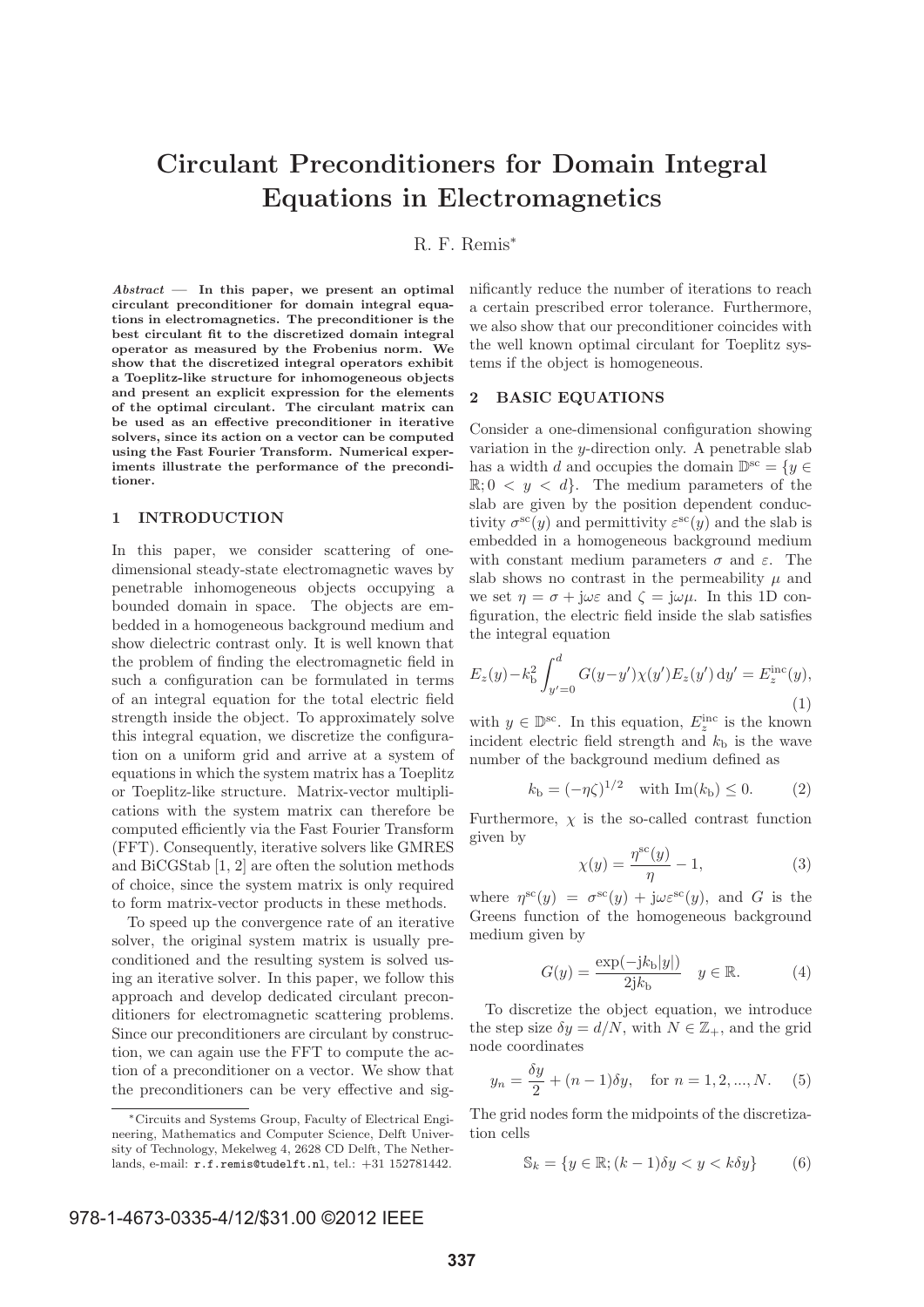# Circulant Preconditioners for Domain Integral Equations in Electromagnetics

R. F. Remis*

***Abstract* — In this paper, we present an optimal circulant preconditioner for domain integral equations in electromagnetics. The preconditioner is the best circulant fit to the discretized domain integral operator as measured by the Frobenius norm. We show that the discretized integral operators exhibit a Toeplitz-like structure for inhomogeneous objects and present an explicit expression for the elements of the optimal circulant. The circulant matrix can be used as an effective preconditioner in iterative solvers, since its action on a vector can be computed using the Fast Fourier Transform. Numerical experiments illustrate the performance of the preconditioner.**

## 1 INTRODUCTION

In this paper, we consider scattering of one-dimensional steady-state electromagnetic waves by penetrable inhomogeneous objects occupying a bounded domain in space. The objects are embedded in a homogeneous background medium and show dielectric contrast only. It is well known that the problem of finding the electromagnetic field in such a configuration can be formulated in terms of an integral equation for the total electric field strength inside the object. To approximately solve this integral equation, we discretize the configuration on a uniform grid and arrive at a system of equations in which the system matrix has a Toeplitz or Toeplitz-like structure. Matrix-vector multiplications with the system matrix can therefore be computed efficiently via the Fast Fourier Transform (FFT). Consequently, iterative solvers like GMRES and BiCGStab [1, 2] are often the solution methods of choice, since the system matrix is only required to form matrix-vector products in these methods.

To speed up the convergence rate of an iterative solver, the original system matrix is usually preconditioned and the resulting system is solved using an iterative solver. In this paper, we follow this approach and develop dedicated circulant preconditioners for electromagnetic scattering problems. Since our preconditioners are circulant by construction, we can again use the FFT to compute the action of a preconditioner on a vector. We show that the preconditioners can be very effective and significantly reduce the number of iterations to reach a certain prescribed error tolerance. Furthermore, we also show that our preconditioner coincides with the well known optimal circulant for Toeplitz systems if the object is homogeneous.

## 2 BASIC EQUATIONS

Consider a one-dimensional configuration showing variation in the $y$-direction only. A penetrable slab has a width $d$ and occupies the domain $\mathbb{D}^{\rm sc} = \{y \in \mathbb{R}; 0 < y < d\}$. The medium parameters of the slab are given by the position dependent conductivity $\sigma^{\rm sc}(y)$ and permittivity $\varepsilon^{\rm sc}(y)$ and the slab is embedded in a homogeneous background medium with constant medium parameters $\sigma$ and $\varepsilon$. The slab shows no contrast in the permeability $\mu$ and we set $\eta = \sigma + {\rm j}\omega\varepsilon$ and $\zeta = {\rm j}\omega\mu$. In this 1D configuration, the electric field inside the slab satisfies the integral equation

$$E_z(y) - k_{\rm b}^2 \int_{y'=0}^{d} G(y-y')\chi(y')E_z(y')\,{\rm d}y' = E_z^{\rm inc}(y), \tag{1}$$

with $y \in \mathbb{D}^{\rm sc}$. In this equation, $E_z^{\rm inc}$ is the known incident electric field strength and $k_{\rm b}$ is the wave number of the background medium defined as

$$k_{\rm b} = (-\eta\zeta)^{1/2} \quad \text{with } {\rm Im}(k_{\rm b}) \le 0. \tag{2}$$

Furthermore, $\chi$ is the so-called contrast function given by

$$\chi(y) = \frac{\eta^{\rm sc}(y)}{\eta} - 1, \tag{3}$$

where $\eta^{\rm sc}(y) = \sigma^{\rm sc}(y) + {\rm j}\omega\varepsilon^{\rm sc}(y)$, and $G$ is the Greens function of the homogeneous background medium given by

$$G(y) = \frac{\exp(-{\rm j}k_{\rm b}|y|)}{2{\rm j}k_{\rm b}} \quad y \in \mathbb{R}. \tag{4}$$

To discretize the object equation, we introduce the step size $\delta y = d/N$, with $N \in \mathbb{Z}_+$, and the grid node coordinates

$$y_n = \frac{\delta y}{2} + (n-1)\delta y, \quad \text{for } n = 1, 2, ..., N. \tag{5}$$

The grid nodes form the midpoints of the discretization cells

$$\mathbb{S}_k = \{y \in \mathbb{R}; (k-1)\delta y < y < k\delta y\} \tag{6}$$

---

*Circuits and Systems Group, Faculty of Electrical Engineering, Mathematics and Computer Science, Delft University of Technology, Mekelweg 4, 2628 CD Delft, The Netherlands, e-mail: r.f.remis@tudelft.nl, tel.: +31 152781442.

978-1-4673-0335-4/12/$31.00 ©2012 IEEE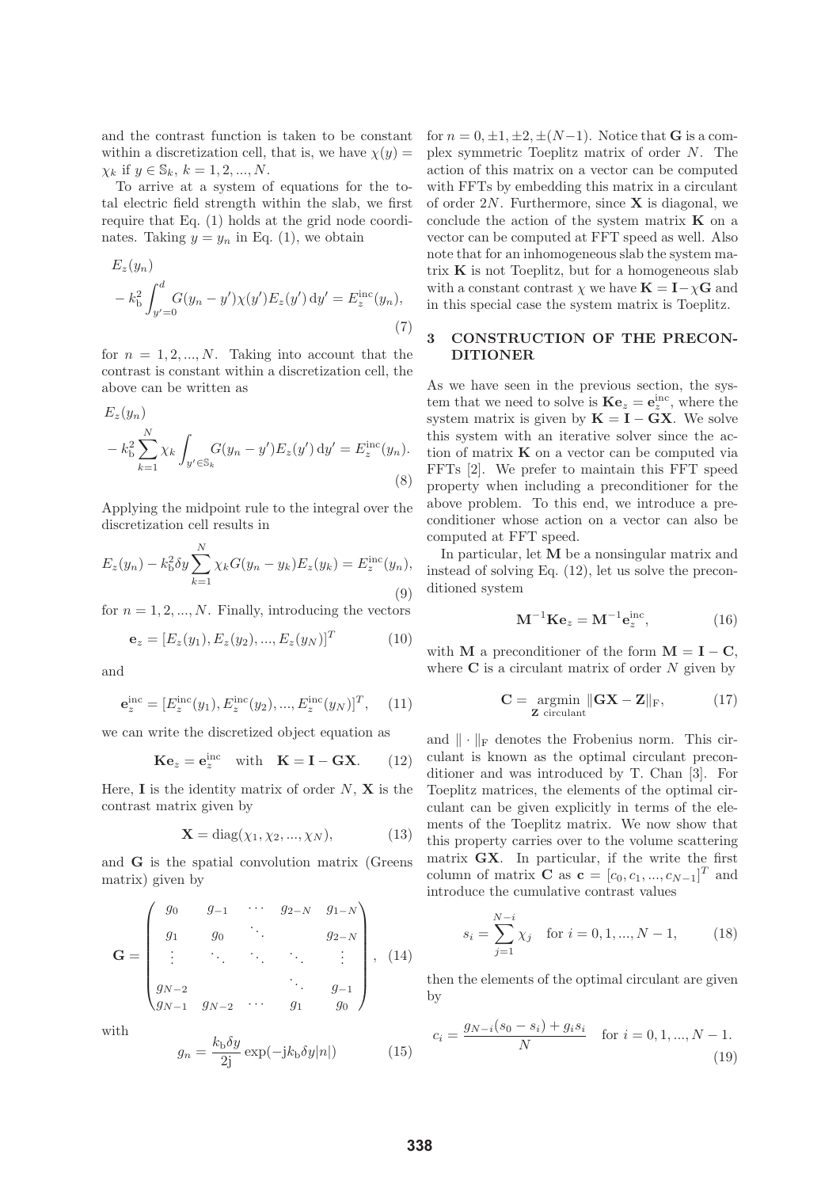and the contrast function is taken to be constant within a discretization cell, that is, we have $\chi(y) = \chi_k$ if $y \in \mathbb{S}_k$, $k = 1, 2, ..., N$.

To arrive at a system of equations for the total electric field strength within the slab, we first require that Eq. (1) holds at the grid node coordinates. Taking $y = y_n$ in Eq. (1), we obtain

$$
E_z(y_n) - k_{\mathrm{b}}^2 \int_{y'=0}^{d} G(y_n - y')\chi(y')E_z(y')\,\mathrm{d}y' = E_z^{\mathrm{inc}}(y_n), \tag{7}
$$

for $n = 1, 2, ..., N$. Taking into account that the contrast is constant within a discretization cell, the above can be written as

$$
E_z(y_n) - k_{\mathrm{b}}^2 \sum_{k=1}^{N} \chi_k \int_{y' \in \mathbb{S}_k} G(y_n - y')E_z(y')\,\mathrm{d}y' = E_z^{\mathrm{inc}}(y_n). \tag{8}
$$

Applying the midpoint rule to the integral over the discretization cell results in

$$
E_z(y_n) - k_{\mathrm{b}}^2 \delta y \sum_{k=1}^{N} \chi_k G(y_n - y_k)E_z(y_k) = E_z^{\mathrm{inc}}(y_n), \tag{9}
$$

for $n = 1, 2, ..., N$. Finally, introducing the vectors

$$
\mathbf{e}_z = [E_z(y_1), E_z(y_2), ..., E_z(y_N)]^T \tag{10}
$$

and

$$
\mathbf{e}_z^{\mathrm{inc}} = [E_z^{\mathrm{inc}}(y_1), E_z^{\mathrm{inc}}(y_2), ..., E_z^{\mathrm{inc}}(y_N)]^T, \tag{11}
$$

we can write the discretized object equation as

$$
\mathbf{K}\mathbf{e}_z = \mathbf{e}_z^{\mathrm{inc}} \quad \text{with} \quad \mathbf{K} = \mathbf{I} - \mathbf{G}\mathbf{X}. \tag{12}
$$

Here, $\mathbf{I}$ is the identity matrix of order $N$, $\mathbf{X}$ is the contrast matrix given by

$$
\mathbf{X} = \mathrm{diag}(\chi_1, \chi_2, ..., \chi_N), \tag{13}
$$

and $\mathbf{G}$ is the spatial convolution matrix (Greens matrix) given by

$$
\mathbf{G} = \begin{pmatrix}
g_0 & g_{-1} & \cdots & g_{2-N} & g_{1-N} \\
g_1 & g_0 & \ddots & & g_{2-N} \\
\vdots & \ddots & \ddots & \ddots & \vdots \\
g_{N-2} & & & \ddots & g_{-1} \\
g_{N-1} & g_{N-2} & \cdots & g_1 & g_0
\end{pmatrix}, \tag{14}
$$

with

$$
g_n = \frac{k_{\mathrm{b}}\delta y}{2\mathrm{j}} \exp(-\mathrm{j}k_{\mathrm{b}}\delta y|n|) \tag{15}
$$

for $n = 0, \pm 1, \pm 2, \pm(N-1)$. Notice that $\mathbf{G}$ is a complex symmetric Toeplitz matrix of order $N$. The action of this matrix on a vector can be computed with FFTs by embedding this matrix in a circulant of order $2N$. Furthermore, since $\mathbf{X}$ is diagonal, we conclude the action of the system matrix $\mathbf{K}$ on a vector can be computed at FFT speed as well. Also note that for an inhomogeneous slab the system matrix $\mathbf{K}$ is not Toeplitz, but for a homogeneous slab with a constant contrast $\chi$ we have $\mathbf{K} = \mathbf{I} - \chi\mathbf{G}$ and in this special case the system matrix is Toeplitz.

## 3 CONSTRUCTION OF THE PRECONDITIONER

As we have seen in the previous section, the system that we need to solve is $\mathbf{K}\mathbf{e}_z = \mathbf{e}_z^{\mathrm{inc}}$, where the system matrix is given by $\mathbf{K} = \mathbf{I} - \mathbf{G}\mathbf{X}$. We solve this system with an iterative solver since the action of matrix $\mathbf{K}$ on a vector can be computed via FFTs [2]. We prefer to maintain this FFT speed property when including a preconditioner for the above problem. To this end, we introduce a preconditioner whose action on a vector can also be computed at FFT speed.

In particular, let $\mathbf{M}$ be a nonsingular matrix and instead of solving Eq. (12), let us solve the preconditioned system

$$
\mathbf{M}^{-1}\mathbf{K}\mathbf{e}_z = \mathbf{M}^{-1}\mathbf{e}_z^{\mathrm{inc}}, \tag{16}
$$

with $\mathbf{M}$ a preconditioner of the form $\mathbf{M} = \mathbf{I} - \mathbf{C}$, where $\mathbf{C}$ is a circulant matrix of order $N$ given by

$$
\mathbf{C} = \underset{\mathbf{Z}\ \text{circulant}}{\operatorname{argmin}}\ \|\mathbf{G}\mathbf{X} - \mathbf{Z}\|_{\mathrm{F}}, \tag{17}
$$

and $\|\cdot\|_{\mathrm{F}}$ denotes the Frobenius norm. This circulant is known as the optimal circulant preconditioner and was introduced by T. Chan [3]. For Toeplitz matrices, the elements of the optimal circulant can be given explicitly in terms of the elements of the Toeplitz matrix. We now show that this property carries over to the volume scattering matrix $\mathbf{G}\mathbf{X}$. In particular, if the write the first column of matrix $\mathbf{C}$ as $\mathbf{c} = [c_0, c_1, ..., c_{N-1}]^T$ and introduce the cumulative contrast values

$$
s_i = \sum_{j=1}^{N-i} \chi_j \quad \text{for } i = 0, 1, ..., N-1, \tag{18}
$$

then the elements of the optimal circulant are given by

$$
c_i = \frac{g_{N-i}(s_0 - s_i) + g_i s_i}{N} \quad \text{for } i = 0, 1, ..., N-1. \tag{19}
$$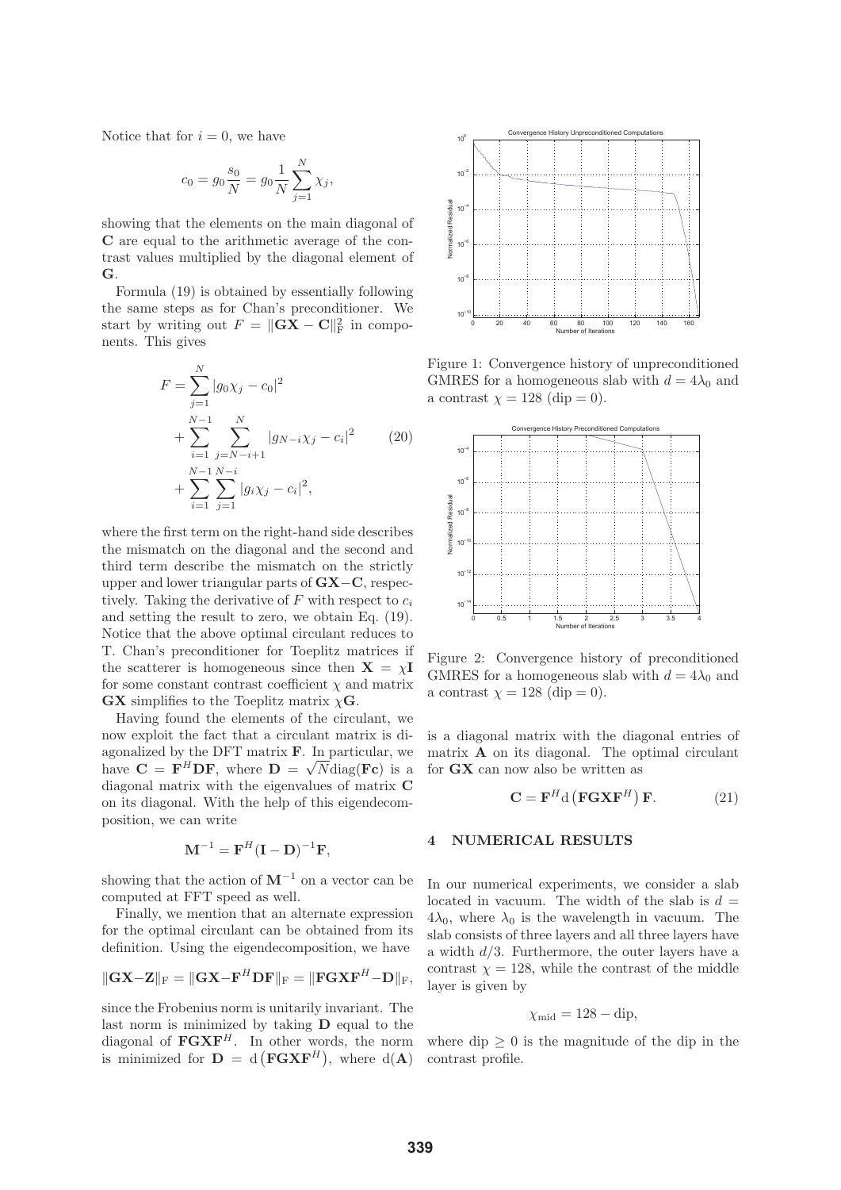Notice that for $i = 0$, we have

$$c_0 = g_0 \frac{s_0}{N} = g_0 \frac{1}{N} \sum_{j=1}^{N} \chi_j,$$

showing that the elements on the main diagonal of $\mathbf{C}$ are equal to the arithmetic average of the contrast values multiplied by the diagonal element of $\mathbf{G}$.

Formula (19) is obtained by essentially following the same steps as for Chan's preconditioner. We start by writing out $F = \|\mathbf{GX} - \mathbf{C}\|_{\mathrm{F}}^2$ in components. This gives

$$\begin{aligned} F = & \sum_{j=1}^{N} |g_0 \chi_j - c_0|^2 \\ & + \sum_{i=1}^{N-1} \sum_{j=N-i+1}^{N} |g_{N-i} \chi_j - c_i|^2 \\ & + \sum_{i=1}^{N-1} \sum_{j=1}^{N-i} |g_i \chi_j - c_i|^2, \end{aligned} \tag{20}$$

where the first term on the right-hand side describes the mismatch on the diagonal and the second and third term describe the mismatch on the strictly upper and lower triangular parts of $\mathbf{GX} - \mathbf{C}$, respectively. Taking the derivative of $F$ with respect to $c_i$ and setting the result to zero, we obtain Eq. (19). Notice that the above optimal circulant reduces to T. Chan's preconditioner for Toeplitz matrices if the scatterer is homogeneous since then $\mathbf{X} = \chi \mathbf{I}$ for some constant contrast coefficient $\chi$ and matrix $\mathbf{GX}$ simplifies to the Toeplitz matrix $\chi \mathbf{G}$.

Having found the elements of the circulant, we now exploit the fact that a circulant matrix is diagonalized by the DFT matrix $\mathbf{F}$. In particular, we have $\mathbf{C} = \mathbf{F}^H \mathbf{D} \mathbf{F}$, where $\mathbf{D} = \sqrt{N} \mathrm{diag}(\mathbf{Fc})$ is a diagonal matrix with the eigenvalues of matrix $\mathbf{C}$ on its diagonal. With the help of this eigendecomposition, we can write

$$\mathbf{M}^{-1} = \mathbf{F}^H (\mathbf{I} - \mathbf{D})^{-1} \mathbf{F},$$

showing that the action of $\mathbf{M}^{-1}$ on a vector can be computed at FFT speed as well.

Finally, we mention that an alternate expression for the optimal circulant can be obtained from its definition. Using the eigendecomposition, we have

$$\|\mathbf{GX} - \mathbf{Z}\|_{\mathrm{F}} = \|\mathbf{GX} - \mathbf{F}^H \mathbf{D} \mathbf{F}\|_{\mathrm{F}} = \|\mathbf{FGXF}^H - \mathbf{D}\|_{\mathrm{F}},$$

since the Frobenius norm is unitarily invariant. The last norm is minimized by taking $\mathbf{D}$ equal to the diagonal of $\mathbf{FGXF}^H$. In other words, the norm is minimized for $\mathbf{D} = \mathrm{d}\left(\mathbf{FGXF}^H\right)$, where $\mathrm{d}(\mathbf{A})$ is a diagonal matrix with the diagonal entries of matrix $\mathbf{A}$ on its diagonal. The optimal circulant for $\mathbf{GX}$ can now also be written as

$$\mathbf{C} = \mathbf{F}^H \mathrm{d}\left(\mathbf{FGXF}^H\right) \mathbf{F}. \tag{21}$$

Figure 1: Convergence history of unpreconditioned GMRES for a homogeneous slab with $d = 4\lambda_0$ and a contrast $\chi = 128$ (dip = 0).

Figure 2: Convergence history of preconditioned GMRES for a homogeneous slab with $d = 4\lambda_0$ and a contrast $\chi = 128$ (dip = 0).

## 4 NUMERICAL RESULTS

In our numerical experiments, we consider a slab located in vacuum. The width of the slab is $d = 4\lambda_0$, where $\lambda_0$ is the wavelength in vacuum. The slab consists of three layers and all three layers have a width $d/3$. Furthermore, the outer layers have a contrast $\chi = 128$, while the contrast of the middle layer is given by

$$\chi_{\mathrm{mid}} = 128 - \mathrm{dip},$$

where dip $\geq 0$ is the magnitude of the dip in the contrast profile.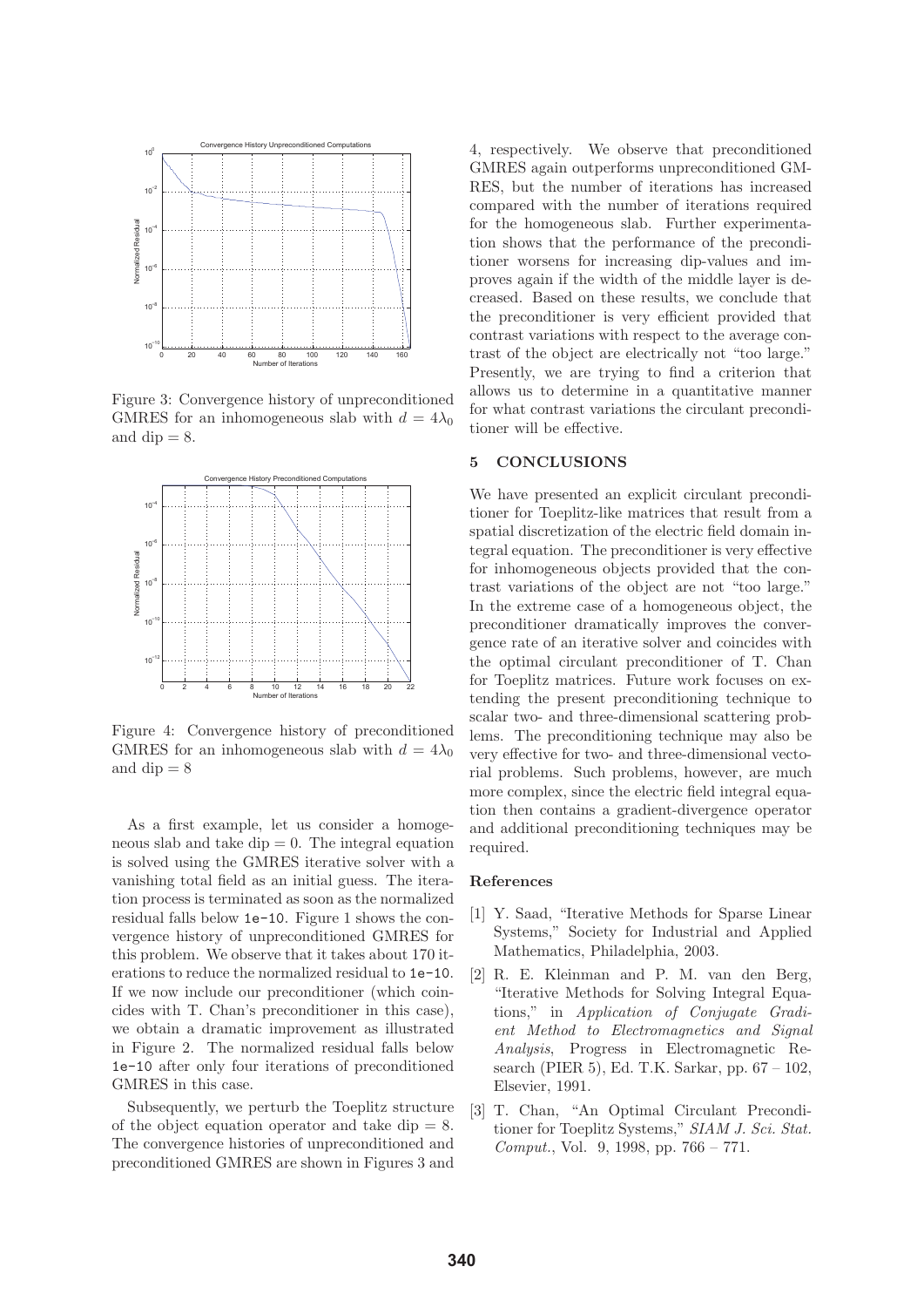Convergence History Unpreconditioned Computations

Normalized Residual

$10^{0}$
$10^{-2}$
$10^{-4}$
$10^{-6}$
$10^{-8}$
$10^{-10}$

0 20 40 60 80 100 120 140 160

Number of Iterations

Figure 3: Convergence history of unpreconditioned GMRES for an inhomogeneous slab with $d = 4\lambda_0$ and dip $= 8$.

Convergence History Preconditioned Computations

Normalized Residual

$10^{-4}$
$10^{-6}$
$10^{-8}$
$10^{-10}$
$10^{-12}$

0 2 4 6 8 10 12 14 16 18 20 22

Number of Iterations

Figure 4: Convergence history of preconditioned GMRES for an inhomogeneous slab with $d = 4\lambda_0$ and dip $= 8$

As a first example, let us consider a homogeneous slab and take dip $= 0$. The integral equation is solved using the GMRES iterative solver with a vanishing total field as an initial guess. The iteration process is terminated as soon as the normalized residual falls below `1e-10`. Figure 1 shows the convergence history of unpreconditioned GMRES for this problem. We observe that it takes about 170 iterations to reduce the normalized residual to `1e-10`. If we now include our preconditioner (which coincides with T. Chan's preconditioner in this case), we obtain a dramatic improvement as illustrated in Figure 2. The normalized residual falls below `1e-10` after only four iterations of preconditioned GMRES in this case.

Subsequently, we perturb the Toeplitz structure of the object equation operator and take dip $= 8$. The convergence histories of unpreconditioned and preconditioned GMRES are shown in Figures 3 and 4, respectively. We observe that preconditioned GMRES again outperforms unpreconditioned GMRES, but the number of iterations has increased compared with the number of iterations required for the homogeneous slab. Further experimentation shows that the performance of the preconditioner worsens for increasing dip-values and improves again if the width of the middle layer is decreased. Based on these results, we conclude that the preconditioner is very efficient provided that contrast variations with respect to the average contrast of the object are electrically not "too large." Presently, we are trying to find a criterion that allows us to determine in a quantitative manner for what contrast variations the circulant preconditioner will be effective.

## 5 CONCLUSIONS

We have presented an explicit circulant preconditioner for Toeplitz-like matrices that result from a spatial discretization of the electric field domain integral equation. The preconditioner is very effective for inhomogeneous objects provided that the contrast variations of the object are not "too large." In the extreme case of a homogeneous object, the preconditioner dramatically improves the convergence rate of an iterative solver and coincides with the optimal circulant preconditioner of T. Chan for Toeplitz matrices. Future work focuses on extending the present preconditioning technique to scalar two- and three-dimensional scattering problems. The preconditioning technique may also be very effective for two- and three-dimensional vectorial problems. Such problems, however, are much more complex, since the electric field integral equation then contains a gradient-divergence operator and additional preconditioning techniques may be required.

## References

[1] Y. Saad, "Iterative Methods for Sparse Linear Systems," Society for Industrial and Applied Mathematics, Philadelphia, 2003.

[2] R. E. Kleinman and P. M. van den Berg, "Iterative Methods for Solving Integral Equations," in *Application of Conjugate Gradient Method to Electromagnetics and Signal Analysis*, Progress in Electromagnetic Research (PIER 5), Ed. T.K. Sarkar, pp. 67 – 102, Elsevier, 1991.

[3] T. Chan, "An Optimal Circulant Preconditioner for Toeplitz Systems," *SIAM J. Sci. Stat. Comput.*, Vol. 9, 1998, pp. 766 – 771.